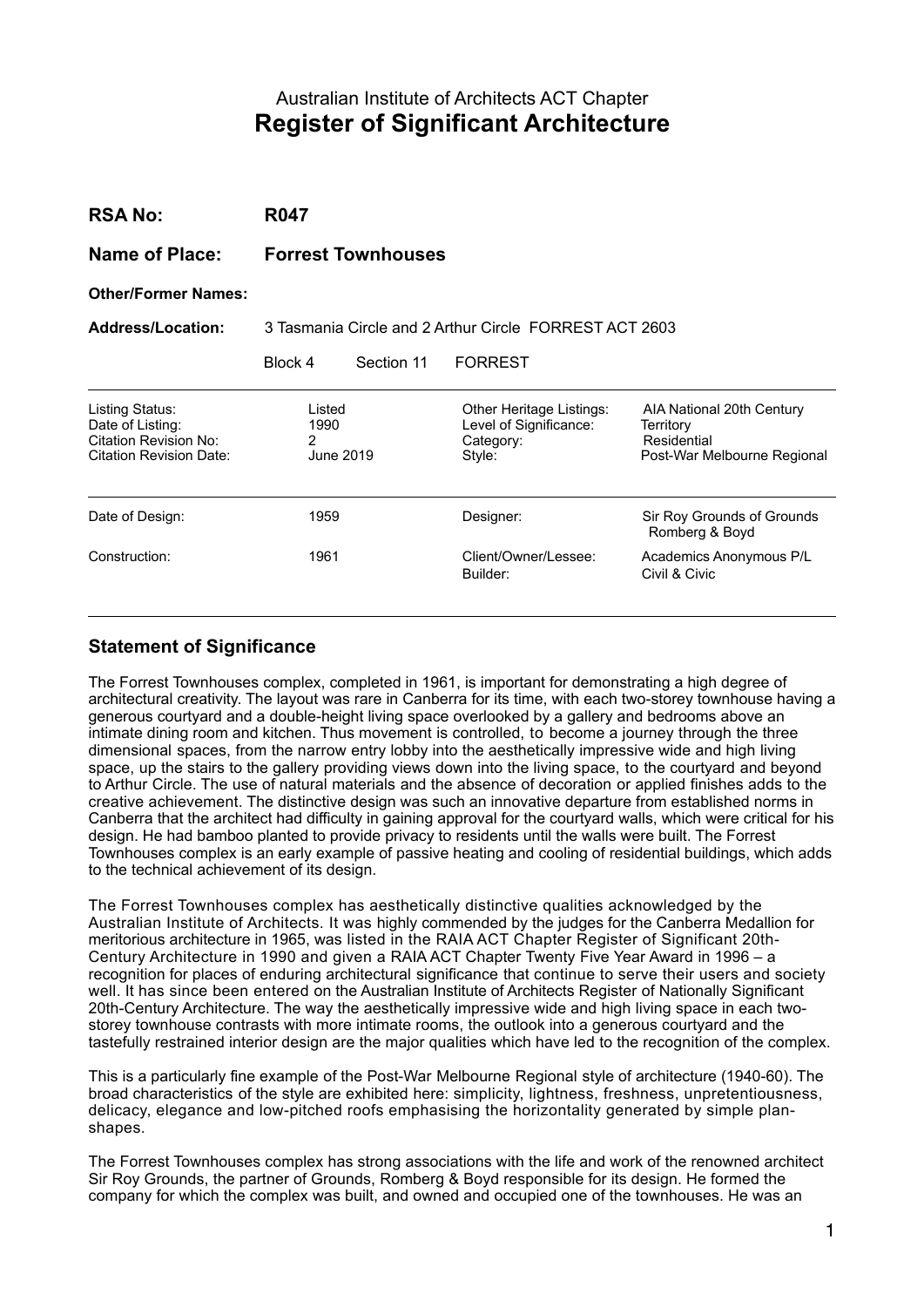Australian Institute of Architects ACT Chapter

# Register of Significant Architecture

| | |
|---|---|
| **RSA No:** | **R047** |
| **Name of Place:** | **Forrest Townhouses** |
| **Other/Former Names:** | |
| **Address/Location:** | 3 Tasmania Circle and 2 Arthur Circle FORREST ACT 2603 |
| | Block 4 Section 11 FORREST |

| | | | |
|---|---|---|---|
| Listing Status: | Listed | Other Heritage Listings: | AIA National 20th Century |
| Date of Listing: | 1990 | Level of Significance: | Territory |
| Citation Revision No: | 2 | Category: | Residential |
| Citation Revision Date: | June 2019 | Style: | Post-War Melbourne Regional |

| | | | |
|---|---|---|---|
| Date of Design: | 1959 | Designer: | Sir Roy Grounds of Grounds Romberg & Boyd |
| Construction: | 1961 | Client/Owner/Lessee: | Academics Anonymous P/L |
| | | Builder: | Civil & Civic |

## Statement of Significance

The Forrest Townhouses complex, completed in 1961, is important for demonstrating a high degree of architectural creativity. The layout was rare in Canberra for its time, with each two-storey townhouse having a generous courtyard and a double-height living space overlooked by a gallery and bedrooms above an intimate dining room and kitchen. Thus movement is controlled, to become a journey through the three dimensional spaces, from the narrow entry lobby into the aesthetically impressive wide and high living space, up the stairs to the gallery providing views down into the living space, to the courtyard and beyond to Arthur Circle. The use of natural materials and the absence of decoration or applied finishes adds to the creative achievement. The distinctive design was such an innovative departure from established norms in Canberra that the architect had difficulty in gaining approval for the courtyard walls, which were critical for his design. He had bamboo planted to provide privacy to residents until the walls were built. The Forrest Townhouses complex is an early example of passive heating and cooling of residential buildings, which adds to the technical achievement of its design.

The Forrest Townhouses complex has aesthetically distinctive qualities acknowledged by the Australian Institute of Architects. It was highly commended by the judges for the Canberra Medallion for meritorious architecture in 1965, was listed in the RAIA ACT Chapter Register of Significant 20th-Century Architecture in 1990 and given a RAIA ACT Chapter Twenty Five Year Award in 1996 – a recognition for places of enduring architectural significance that continue to serve their users and society well. It has since been entered on the Australian Institute of Architects Register of Nationally Significant 20th-Century Architecture. The way the aesthetically impressive wide and high living space in each two-storey townhouse contrasts with more intimate rooms, the outlook into a generous courtyard and the tastefully restrained interior design are the major qualities which have led to the recognition of the complex.

This is a particularly fine example of the Post-War Melbourne Regional style of architecture (1940-60). The broad characteristics of the style are exhibited here: simplicity, lightness, freshness, unpretentiousness, delicacy, elegance and low-pitched roofs emphasising the horizontality generated by simple plan-shapes.

The Forrest Townhouses complex has strong associations with the life and work of the renowned architect Sir Roy Grounds, the partner of Grounds, Romberg & Boyd responsible for its design. He formed the company for which the complex was built, and owned and occupied one of the townhouses. He was an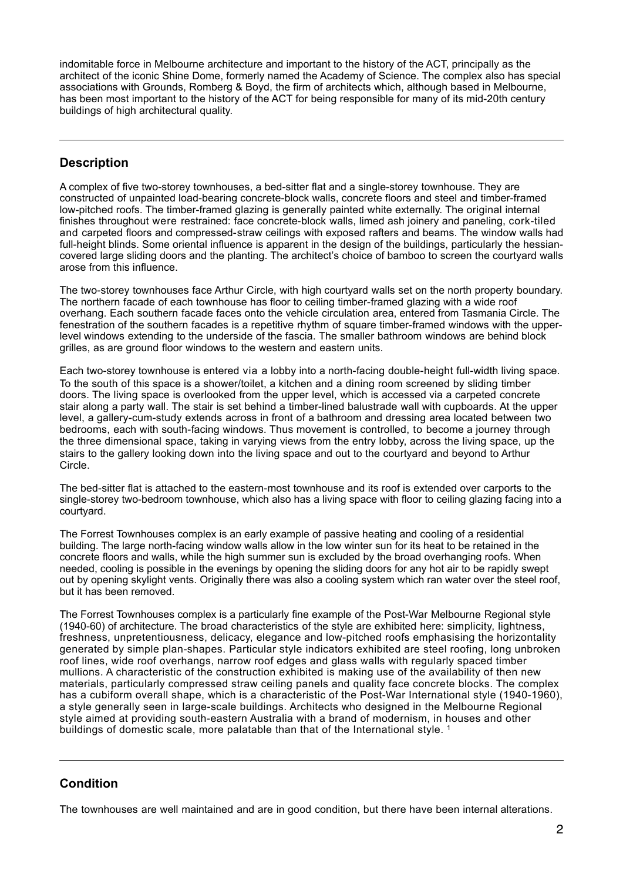indomitable force in Melbourne architecture and important to the history of the ACT, principally as the architect of the iconic Shine Dome, formerly named the Academy of Science. The complex also has special associations with Grounds, Romberg & Boyd, the firm of architects which, although based in Melbourne, has been most important to the history of the ACT for being responsible for many of its mid-20th century buildings of high architectural quality.

## Description

A complex of five two-storey townhouses, a bed-sitter flat and a single-storey townhouse. They are constructed of unpainted load-bearing concrete-block walls, concrete floors and steel and timber-framed low-pitched roofs. The timber-framed glazing is generally painted white externally. The original internal finishes throughout were restrained: face concrete-block walls, limed ash joinery and paneling, cork-tiled and carpeted floors and compressed-straw ceilings with exposed rafters and beams. The window walls had full-height blinds. Some oriental influence is apparent in the design of the buildings, particularly the hessian-covered large sliding doors and the planting. The architect's choice of bamboo to screen the courtyard walls arose from this influence.

The two-storey townhouses face Arthur Circle, with high courtyard walls set on the north property boundary. The northern facade of each townhouse has floor to ceiling timber-framed glazing with a wide roof overhang. Each southern facade faces onto the vehicle circulation area, entered from Tasmania Circle. The fenestration of the southern facades is a repetitive rhythm of square timber-framed windows with the upper-level windows extending to the underside of the fascia. The smaller bathroom windows are behind block grilles, as are ground floor windows to the western and eastern units.

Each two-storey townhouse is entered via a lobby into a north-facing double-height full-width living space. To the south of this space is a shower/toilet, a kitchen and a dining room screened by sliding timber doors. The living space is overlooked from the upper level, which is accessed via a carpeted concrete stair along a party wall. The stair is set behind a timber-lined balustrade wall with cupboards. At the upper level, a gallery-cum-study extends across in front of a bathroom and dressing area located between two bedrooms, each with south-facing windows. Thus movement is controlled, to become a journey through the three dimensional space, taking in varying views from the entry lobby, across the living space, up the stairs to the gallery looking down into the living space and out to the courtyard and beyond to Arthur Circle.

The bed-sitter flat is attached to the eastern-most townhouse and its roof is extended over carports to the single-storey two-bedroom townhouse, which also has a living space with floor to ceiling glazing facing into a courtyard.

The Forrest Townhouses complex is an early example of passive heating and cooling of a residential building. The large north-facing window walls allow in the low winter sun for its heat to be retained in the concrete floors and walls, while the high summer sun is excluded by the broad overhanging roofs. When needed, cooling is possible in the evenings by opening the sliding doors for any hot air to be rapidly swept out by opening skylight vents. Originally there was also a cooling system which ran water over the steel roof, but it has been removed.

The Forrest Townhouses complex is a particularly fine example of the Post-War Melbourne Regional style (1940-60) of architecture. The broad characteristics of the style are exhibited here: simplicity, lightness, freshness, unpretentiousness, delicacy, elegance and low-pitched roofs emphasising the horizontality generated by simple plan-shapes. Particular style indicators exhibited are steel roofing, long unbroken roof lines, wide roof overhangs, narrow roof edges and glass walls with regularly spaced timber mullions. A characteristic of the construction exhibited is making use of the availability of then new materials, particularly compressed straw ceiling panels and quality face concrete blocks. The complex has a cubiform overall shape, which is a characteristic of the Post-War International style (1940-1960), a style generally seen in large-scale buildings. Architects who designed in the Melbourne Regional style aimed at providing south-eastern Australia with a brand of modernism, in houses and other buildings of domestic scale, more palatable than that of the International style. [1]

## Condition

The townhouses are well maintained and are in good condition, but there have been internal alterations.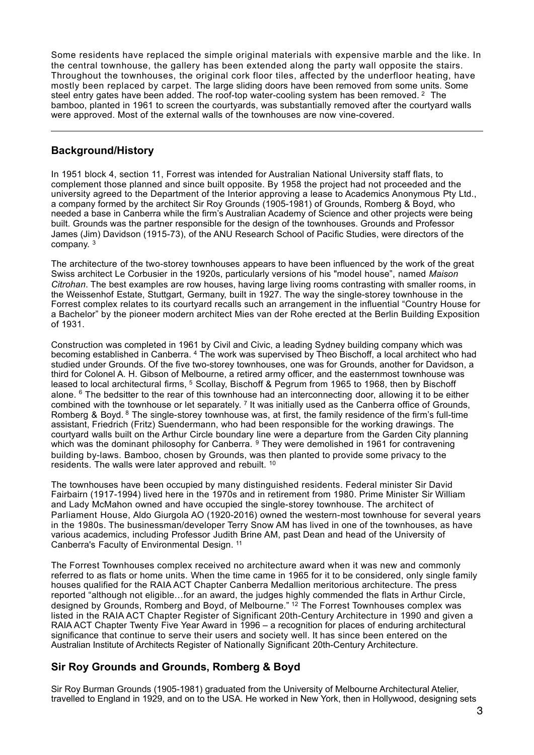Some residents have replaced the simple original materials with expensive marble and the like. In the central townhouse, the gallery has been extended along the party wall opposite the stairs. Throughout the townhouses, the original cork floor tiles, affected by the underfloor heating, have mostly been replaced by carpet. The large sliding doors have been removed from some units. Some steel entry gates have been added. The roof-top water-cooling system has been removed. [2] The bamboo, planted in 1961 to screen the courtyards, was substantially removed after the courtyard walls were approved. Most of the external walls of the townhouses are now vine-covered.

---

## Background/History

In 1951 block 4, section 11, Forrest was intended for Australian National University staff flats, to complement those planned and since built opposite. By 1958 the project had not proceeded and the university agreed to the Department of the Interior approving a lease to Academics Anonymous Pty Ltd., a company formed by the architect Sir Roy Grounds (1905-1981) of Grounds, Romberg & Boyd, who needed a base in Canberra while the firm's Australian Academy of Science and other projects were being built. Grounds was the partner responsible for the design of the townhouses. Grounds and Professor James (Jim) Davidson (1915-73), of the ANU Research School of Pacific Studies, were directors of the company. [3]

The architecture of the two-storey townhouses appears to have been influenced by the work of the great Swiss architect Le Corbusier in the 1920s, particularly versions of his "model house", named *Maison Citrohan*. The best examples are row houses, having large living rooms contrasting with smaller rooms, in the Weissenhof Estate, Stuttgart, Germany, built in 1927. The way the single-storey townhouse in the Forrest complex relates to its courtyard recalls such an arrangement in the influential "Country House for a Bachelor" by the pioneer modern architect Mies van der Rohe erected at the Berlin Building Exposition of 1931.

Construction was completed in 1961 by Civil and Civic, a leading Sydney building company which was becoming established in Canberra. [4] The work was supervised by Theo Bischoff, a local architect who had studied under Grounds. Of the five two-storey townhouses, one was for Grounds, another for Davidson, a third for Colonel A. H. Gibson of Melbourne, a retired army officer, and the easternmost townhouse was leased to local architectural firms, [5] Scollay, Bischoff & Pegrum from 1965 to 1968, then by Bischoff alone. [6] The bedsitter to the rear of this townhouse had an interconnecting door, allowing it to be either combined with the townhouse or let separately. [7] It was initially used as the Canberra office of Grounds, Romberg & Boyd. [8] The single-storey townhouse was, at first, the family residence of the firm's full-time assistant, Friedrich (Fritz) Suendermann, who had been responsible for the working drawings. The courtyard walls built on the Arthur Circle boundary line were a departure from the Garden City planning which was the dominant philosophy for Canberra. [9] They were demolished in 1961 for contravening building by-laws. Bamboo, chosen by Grounds, was then planted to provide some privacy to the residents. The walls were later approved and rebuilt. [10]

The townhouses have been occupied by many distinguished residents. Federal minister Sir David Fairbairn (1917-1994) lived here in the 1970s and in retirement from 1980. Prime Minister Sir William and Lady McMahon owned and have occupied the single-storey townhouse. The architect of Parliament House, Aldo Giurgola AO (1920-2016) owned the western-most townhouse for several years in the 1980s. The businessman/developer Terry Snow AM has lived in one of the townhouses, as have various academics, including Professor Judith Brine AM, past Dean and head of the University of Canberra's Faculty of Environmental Design. [11]

The Forrest Townhouses complex received no architecture award when it was new and commonly referred to as flats or home units. When the time came in 1965 for it to be considered, only single family houses qualified for the RAIA ACT Chapter Canberra Medallion meritorious architecture. The press reported "although not eligible…for an award, the judges highly commended the flats in Arthur Circle, designed by Grounds, Romberg and Boyd, of Melbourne." [12] The Forrest Townhouses complex was listed in the RAIA ACT Chapter Register of Significant 20th-Century Architecture in 1990 and given a RAIA ACT Chapter Twenty Five Year Award in 1996 – a recognition for places of enduring architectural significance that continue to serve their users and society well. It has since been entered on the Australian Institute of Architects Register of Nationally Significant 20th-Century Architecture.

## Sir Roy Grounds and Grounds, Romberg & Boyd

Sir Roy Burman Grounds (1905-1981) graduated from the University of Melbourne Architectural Atelier, travelled to England in 1929, and on to the USA. He worked in New York, then in Hollywood, designing sets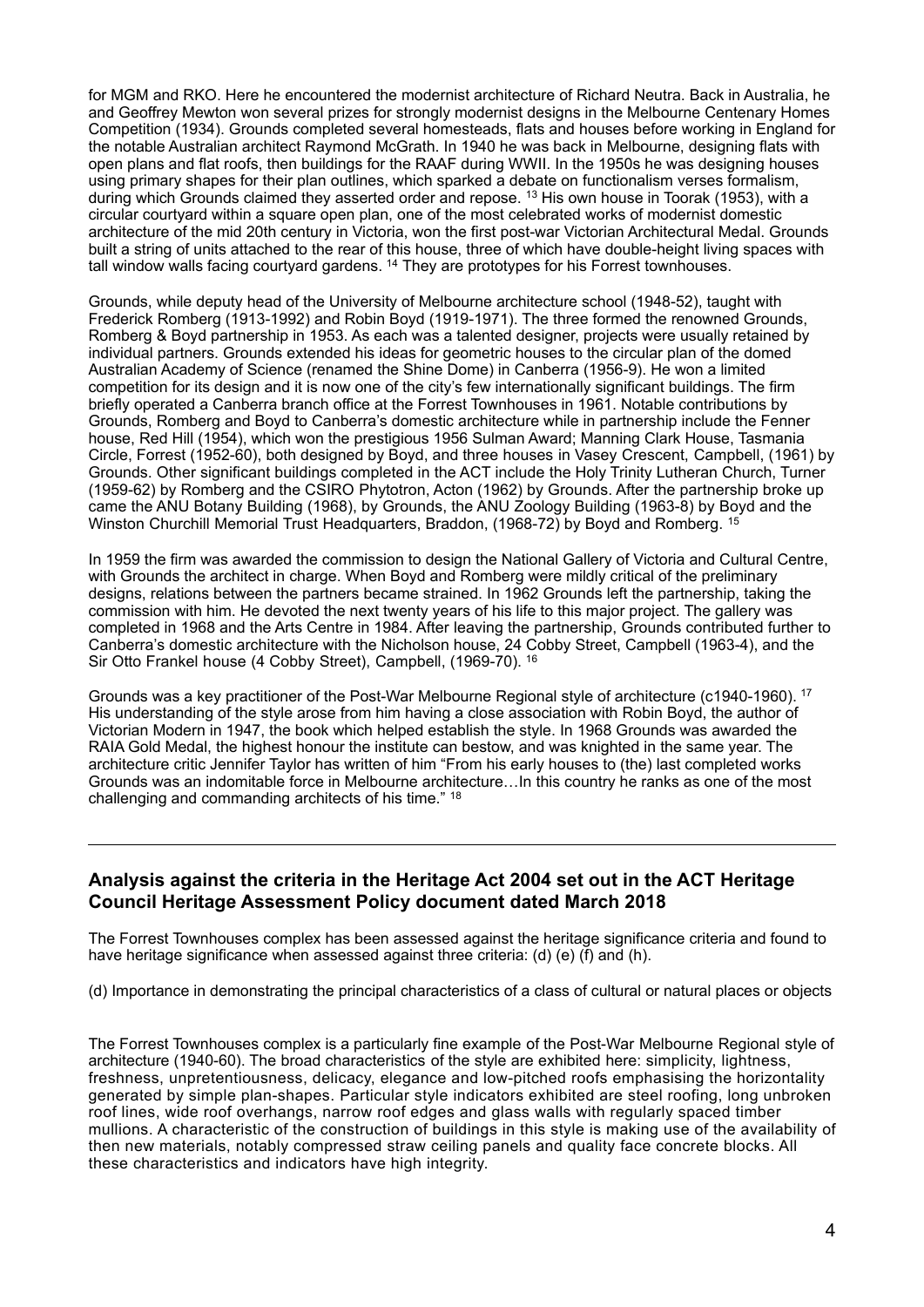for MGM and RKO. Here he encountered the modernist architecture of Richard Neutra. Back in Australia, he and Geoffrey Mewton won several prizes for strongly modernist designs in the Melbourne Centenary Homes Competition (1934). Grounds completed several homesteads, flats and houses before working in England for the notable Australian architect Raymond McGrath. In 1940 he was back in Melbourne, designing flats with open plans and flat roofs, then buildings for the RAAF during WWII. In the 1950s he was designing houses using primary shapes for their plan outlines, which sparked a debate on functionalism verses formalism, during which Grounds claimed they asserted order and repose. [13] His own house in Toorak (1953), with a circular courtyard within a square open plan, one of the most celebrated works of modernist domestic architecture of the mid 20th century in Victoria, won the first post-war Victorian Architectural Medal. Grounds built a string of units attached to the rear of this house, three of which have double-height living spaces with tall window walls facing courtyard gardens. [14] They are prototypes for his Forrest townhouses.

Grounds, while deputy head of the University of Melbourne architecture school (1948-52), taught with Frederick Romberg (1913-1992) and Robin Boyd (1919-1971). The three formed the renowned Grounds, Romberg & Boyd partnership in 1953. As each was a talented designer, projects were usually retained by individual partners. Grounds extended his ideas for geometric houses to the circular plan of the domed Australian Academy of Science (renamed the Shine Dome) in Canberra (1956-9). He won a limited competition for its design and it is now one of the city's few internationally significant buildings. The firm briefly operated a Canberra branch office at the Forrest Townhouses in 1961. Notable contributions by Grounds, Romberg and Boyd to Canberra's domestic architecture while in partnership include the Fenner house, Red Hill (1954), which won the prestigious 1956 Sulman Award; Manning Clark House, Tasmania Circle, Forrest (1952-60), both designed by Boyd, and three houses in Vasey Crescent, Campbell, (1961) by Grounds. Other significant buildings completed in the ACT include the Holy Trinity Lutheran Church, Turner (1959-62) by Romberg and the CSIRO Phytotron, Acton (1962) by Grounds. After the partnership broke up came the ANU Botany Building (1968), by Grounds, the ANU Zoology Building (1963-8) by Boyd and the Winston Churchill Memorial Trust Headquarters, Braddon, (1968-72) by Boyd and Romberg. [15]

In 1959 the firm was awarded the commission to design the National Gallery of Victoria and Cultural Centre, with Grounds the architect in charge. When Boyd and Romberg were mildly critical of the preliminary designs, relations between the partners became strained. In 1962 Grounds left the partnership, taking the commission with him. He devoted the next twenty years of his life to this major project. The gallery was completed in 1968 and the Arts Centre in 1984. After leaving the partnership, Grounds contributed further to Canberra's domestic architecture with the Nicholson house, 24 Cobby Street, Campbell (1963-4), and the Sir Otto Frankel house (4 Cobby Street), Campbell, (1969-70). [16]

Grounds was a key practitioner of the Post-War Melbourne Regional style of architecture (c1940-1960). [17] His understanding of the style arose from him having a close association with Robin Boyd, the author of Victorian Modern in 1947, the book which helped establish the style. In 1968 Grounds was awarded the RAIA Gold Medal, the highest honour the institute can bestow, and was knighted in the same year. The architecture critic Jennifer Taylor has written of him "From his early houses to (the) last completed works Grounds was an indomitable force in Melbourne architecture…In this country he ranks as one of the most challenging and commanding architects of his time." [18]

---

## Analysis against the criteria in the Heritage Act 2004 set out in the ACT Heritage Council Heritage Assessment Policy document dated March 2018

The Forrest Townhouses complex has been assessed against the heritage significance criteria and found to have heritage significance when assessed against three criteria: (d) (e) (f) and (h).

(d) Importance in demonstrating the principal characteristics of a class of cultural or natural places or objects

The Forrest Townhouses complex is a particularly fine example of the Post-War Melbourne Regional style of architecture (1940-60). The broad characteristics of the style are exhibited here: simplicity, lightness, freshness, unpretentiousness, delicacy, elegance and low-pitched roofs emphasising the horizontality generated by simple plan-shapes. Particular style indicators exhibited are steel roofing, long unbroken roof lines, wide roof overhangs, narrow roof edges and glass walls with regularly spaced timber mullions. A characteristic of the construction of buildings in this style is making use of the availability of then new materials, notably compressed straw ceiling panels and quality face concrete blocks. All these characteristics and indicators have high integrity.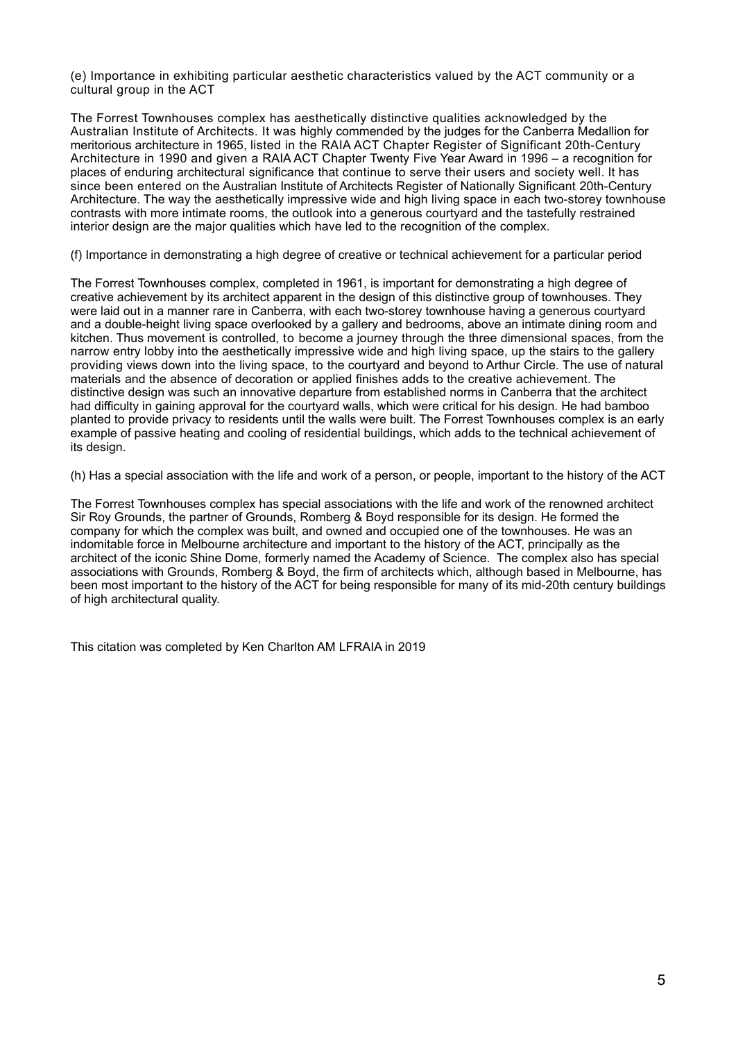(e) Importance in exhibiting particular aesthetic characteristics valued by the ACT community or a cultural group in the ACT

The Forrest Townhouses complex has aesthetically distinctive qualities acknowledged by the Australian Institute of Architects. It was highly commended by the judges for the Canberra Medallion for meritorious architecture in 1965, listed in the RAIA ACT Chapter Register of Significant 20th-Century Architecture in 1990 and given a RAIA ACT Chapter Twenty Five Year Award in 1996 – a recognition for places of enduring architectural significance that continue to serve their users and society well. It has since been entered on the Australian Institute of Architects Register of Nationally Significant 20th-Century Architecture. The way the aesthetically impressive wide and high living space in each two-storey townhouse contrasts with more intimate rooms, the outlook into a generous courtyard and the tastefully restrained interior design are the major qualities which have led to the recognition of the complex.

(f) Importance in demonstrating a high degree of creative or technical achievement for a particular period

The Forrest Townhouses complex, completed in 1961, is important for demonstrating a high degree of creative achievement by its architect apparent in the design of this distinctive group of townhouses. They were laid out in a manner rare in Canberra, with each two-storey townhouse having a generous courtyard and a double-height living space overlooked by a gallery and bedrooms, above an intimate dining room and kitchen. Thus movement is controlled, to become a journey through the three dimensional spaces, from the narrow entry lobby into the aesthetically impressive wide and high living space, up the stairs to the gallery providing views down into the living space, to the courtyard and beyond to Arthur Circle. The use of natural materials and the absence of decoration or applied finishes adds to the creative achievement. The distinctive design was such an innovative departure from established norms in Canberra that the architect had difficulty in gaining approval for the courtyard walls, which were critical for his design. He had bamboo planted to provide privacy to residents until the walls were built. The Forrest Townhouses complex is an early example of passive heating and cooling of residential buildings, which adds to the technical achievement of its design.

(h) Has a special association with the life and work of a person, or people, important to the history of the ACT

The Forrest Townhouses complex has special associations with the life and work of the renowned architect Sir Roy Grounds, the partner of Grounds, Romberg & Boyd responsible for its design. He formed the company for which the complex was built, and owned and occupied one of the townhouses. He was an indomitable force in Melbourne architecture and important to the history of the ACT, principally as the architect of the iconic Shine Dome, formerly named the Academy of Science. The complex also has special associations with Grounds, Romberg & Boyd, the firm of architects which, although based in Melbourne, has been most important to the history of the ACT for being responsible for many of its mid-20th century buildings of high architectural quality.

This citation was completed by Ken Charlton AM LFRAIA in 2019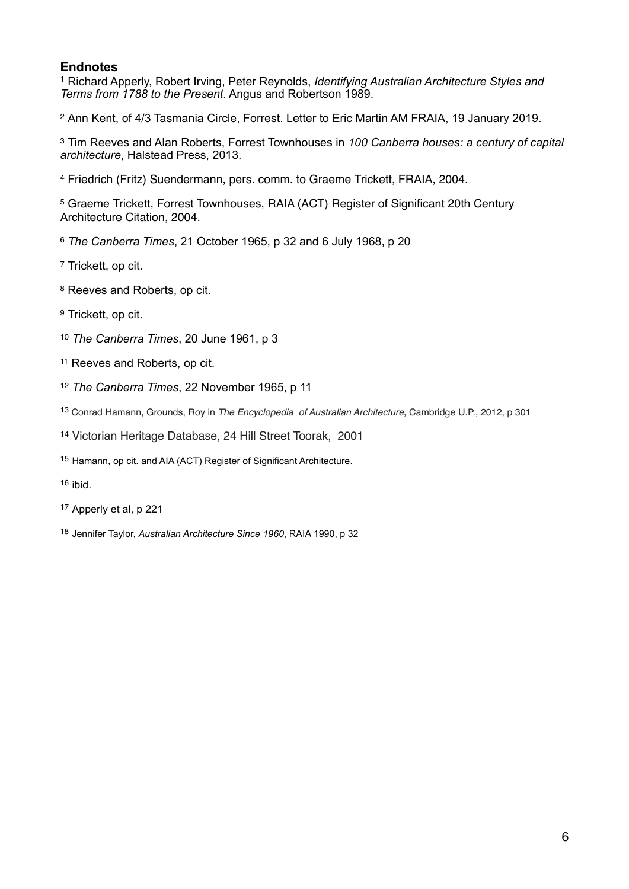## Endnotes

[1] Richard Apperly, Robert Irving, Peter Reynolds, *Identifying Australian Architecture Styles and Terms from 1788 to the Present*. Angus and Robertson 1989.

[2] Ann Kent, of 4/3 Tasmania Circle, Forrest. Letter to Eric Martin AM FRAIA, 19 January 2019.

[3] Tim Reeves and Alan Roberts, Forrest Townhouses in *100 Canberra houses: a century of capital architecture*, Halstead Press, 2013.

[4] Friedrich (Fritz) Suendermann, pers. comm. to Graeme Trickett, FRAIA, 2004.

[5] Graeme Trickett, Forrest Townhouses, RAIA (ACT) Register of Significant 20th Century Architecture Citation, 2004.

[6] *The Canberra Times*, 21 October 1965, p 32 and 6 July 1968, p 20

[7] Trickett, op cit.

[8] Reeves and Roberts, op cit.

[9] Trickett, op cit.

[10] *The Canberra Times*, 20 June 1961, p 3

[11] Reeves and Roberts, op cit.

[12] *The Canberra Times*, 22 November 1965, p 11

[13] Conrad Hamann, Grounds, Roy in *The Encyclopedia of Australian Architecture*, Cambridge U.P., 2012, p 301

[14] Victorian Heritage Database, 24 Hill Street Toorak, 2001

[15] Hamann, op cit. and AIA (ACT) Register of Significant Architecture.

[16] ibid.

[17] Apperly et al, p 221

[18] Jennifer Taylor, *Australian Architecture Since 1960*, RAIA 1990, p 32